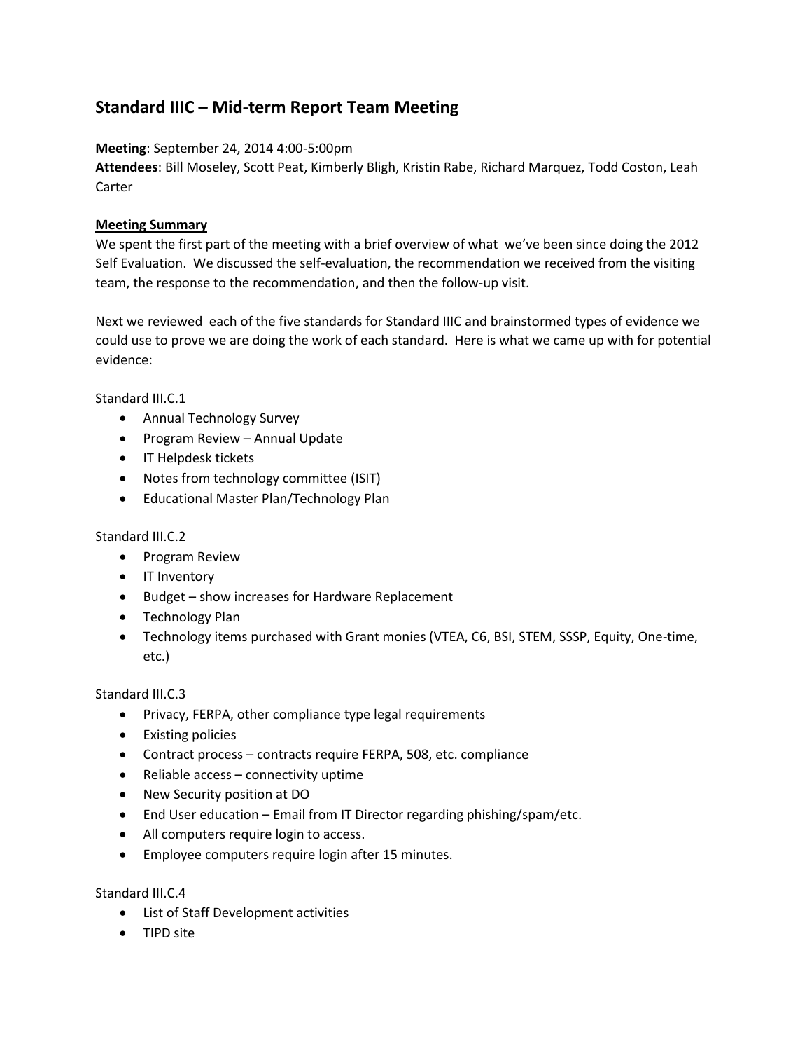# Standard IIIC – Mid-term Report Team Meeting

**Meeting**: September 24, 2014 4:00-5:00pm
**Attendees**: Bill Moseley, Scott Peat, Kimberly Bligh, Kristin Rabe, Richard Marquez, Todd Coston, Leah Carter

**Meeting Summary**

We spent the first part of the meeting with a brief overview of what we've been since doing the 2012 Self Evaluation. We discussed the self-evaluation, the recommendation we received from the visiting team, the response to the recommendation, and then the follow-up visit.

Next we reviewed each of the five standards for Standard IIIC and brainstormed types of evidence we could use to prove we are doing the work of each standard. Here is what we came up with for potential evidence:

Standard III.C.1

- Annual Technology Survey
- Program Review – Annual Update
- IT Helpdesk tickets
- Notes from technology committee (ISIT)
- Educational Master Plan/Technology Plan

Standard III.C.2

- Program Review
- IT Inventory
- Budget – show increases for Hardware Replacement
- Technology Plan
- Technology items purchased with Grant monies (VTEA, C6, BSI, STEM, SSSP, Equity, One-time, etc.)

Standard III.C.3

- Privacy, FERPA, other compliance type legal requirements
- Existing policies
- Contract process – contracts require FERPA, 508, etc. compliance
- Reliable access – connectivity uptime
- New Security position at DO
- End User education – Email from IT Director regarding phishing/spam/etc.
- All computers require login to access.
- Employee computers require login after 15 minutes.

Standard III.C.4

- List of Staff Development activities
- TIPD site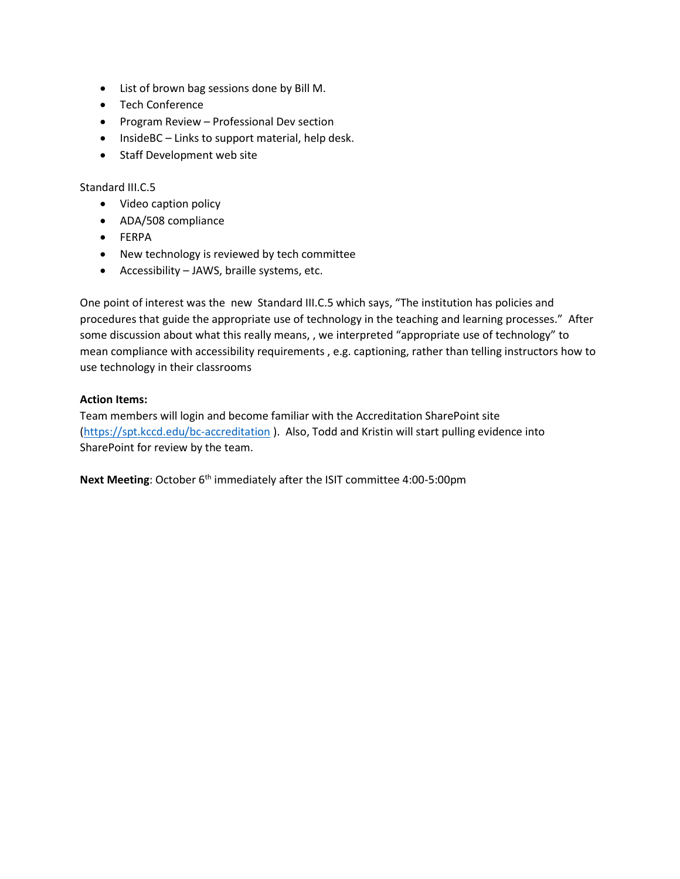- List of brown bag sessions done by Bill M.
- Tech Conference
- Program Review – Professional Dev section
- InsideBC – Links to support material, help desk.
- Staff Development web site

Standard III.C.5

- Video caption policy
- ADA/508 compliance
- FERPA
- New technology is reviewed by tech committee
- Accessibility – JAWS, braille systems, etc.

One point of interest was the new Standard III.C.5 which says, "The institution has policies and procedures that guide the appropriate use of technology in the teaching and learning processes." After some discussion about what this really means, , we interpreted "appropriate use of technology" to mean compliance with accessibility requirements , e.g. captioning, rather than telling instructors how to use technology in their classrooms

**Action Items:**
Team members will login and become familiar with the Accreditation SharePoint site (https://spt.kccd.edu/bc-accreditation ). Also, Todd and Kristin will start pulling evidence into SharePoint for review by the team.

**Next Meeting**: October 6th immediately after the ISIT committee 4:00-5:00pm